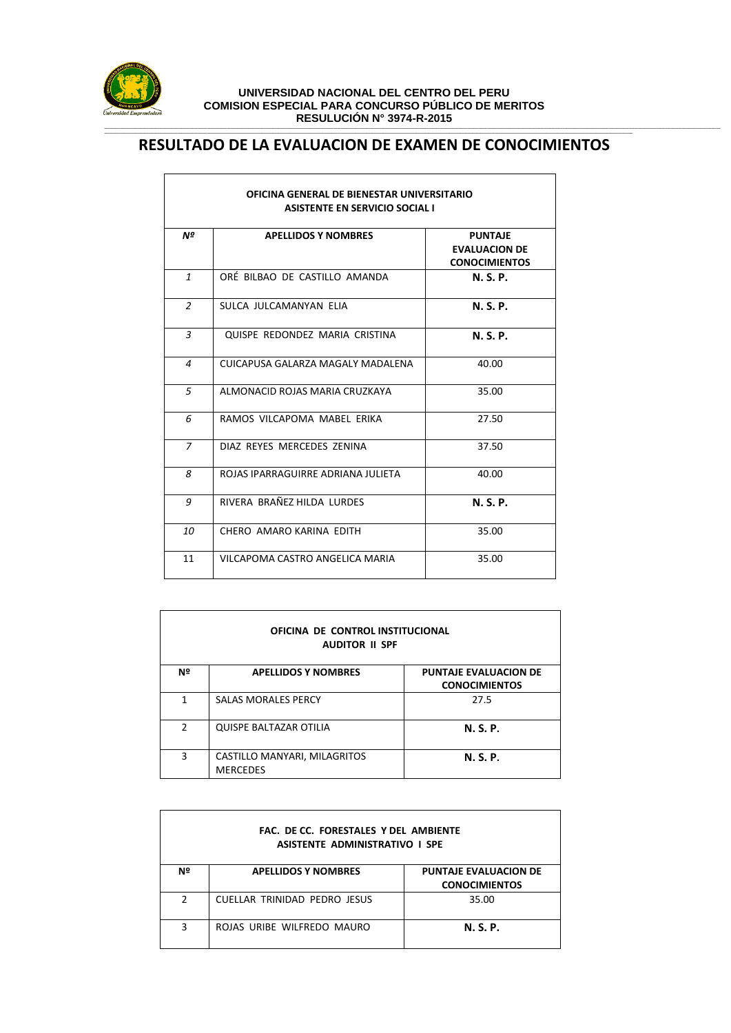**UNIVERSIDAD NACIONAL DEL CENTRO DEL PERU**
**COMISION ESPECIAL PARA CONCURSO PÚBLICO DE MERITOS**
**RESOLUCIÓN N° 3974-R-2015**

# RESULTADO DE LA EVALUACION DE EXAMEN DE CONOCIMIENTOS

**OFICINA GENERAL DE BIENESTAR UNIVERSITARIO**
**ASISTENTE EN SERVICIO SOCIAL I**

| Nº | APELLIDOS Y NOMBRES | PUNTAJE EVALUACION DE CONOCIMIENTOS |
|---|---|---|
| 1 | ORÉ BILBAO DE CASTILLO AMANDA | **N. S. P.** |
| 2 | SULCA JULCAMANYAN ELIA | **N. S. P.** |
| 3 | QUISPE REDONDEZ MARIA CRISTINA | **N. S. P.** |
| 4 | CUICAPUSA GALARZA MAGALY MADALENA | 40.00 |
| 5 | ALMONACID ROJAS MARIA CRUZKAYA | 35.00 |
| 6 | RAMOS VILCAPOMA MABEL ERIKA | 27.50 |
| 7 | DIAZ REYES MERCEDES ZENINA | 37.50 |
| 8 | ROJAS IPARRAGUIRRE ADRIANA JULIETA | 40.00 |
| 9 | RIVERA BRAÑEZ HILDA LURDES | **N. S. P.** |
| 10 | CHERO AMARO KARINA EDITH | 35.00 |
| 11 | VILCAPOMA CASTRO ANGELICA MARIA | 35.00 |

**OFICINA DE CONTROL INSTITUCIONAL**
**AUDITOR II SPF**

| Nº | APELLIDOS Y NOMBRES | PUNTAJE EVALUACION DE CONOCIMIENTOS |
|---|---|---|
| 1 | SALAS MORALES PERCY | 27.5 |
| 2 | QUISPE BALTAZAR OTILIA | **N. S. P.** |
| 3 | CASTILLO MANYARI, MILAGRITOS MERCEDES | **N. S. P.** |

**FAC. DE CC. FORESTALES Y DEL AMBIENTE**
**ASISTENTE ADMINISTRATIVO I SPE**

| Nº | APELLIDOS Y NOMBRES | PUNTAJE EVALUACION DE CONOCIMIENTOS |
|---|---|---|
| 2 | CUELLAR TRINIDAD PEDRO JESUS | 35.00 |
| 3 | ROJAS URIBE WILFREDO MAURO | **N. S. P.** |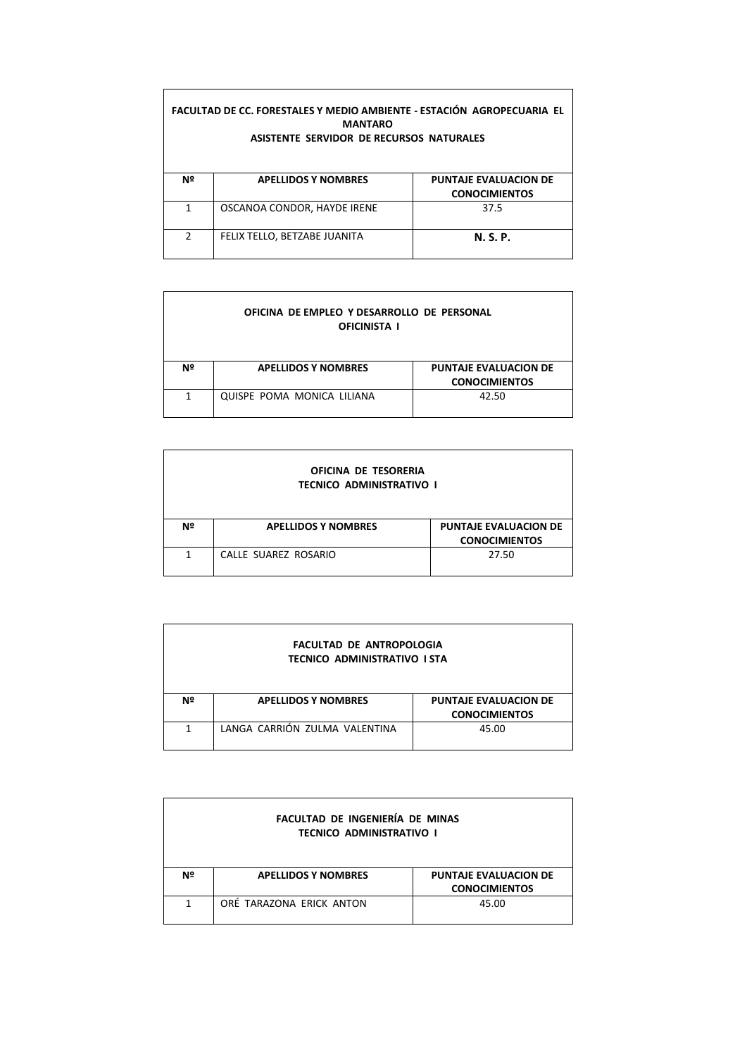| FACULTAD DE CC. FORESTALES Y MEDIO AMBIENTE - ESTACIÓN AGROPECUARIA EL MANTARO<br>ASISTENTE SERVIDOR DE RECURSOS NATURALES | | |
|---|---|---|
| **Nº** | **APELLIDOS Y NOMBRES** | **PUNTAJE EVALUACION DE CONOCIMIENTOS** |
| 1 | OSCANOA CONDOR, HAYDE IRENE | 37.5 |
| 2 | FELIX TELLO, BETZABE JUANITA | **N. S. P.** |

| OFICINA DE EMPLEO Y DESARROLLO DE PERSONAL<br>OFICINISTA I | | |
|---|---|---|
| **Nº** | **APELLIDOS Y NOMBRES** | **PUNTAJE EVALUACION DE CONOCIMIENTOS** |
| 1 | QUISPE POMA MONICA LILIANA | 42.50 |

| OFICINA DE TESORERIA<br>TECNICO ADMINISTRATIVO I | | |
|---|---|---|
| **Nº** | **APELLIDOS Y NOMBRES** | **PUNTAJE EVALUACION DE CONOCIMIENTOS** |
| 1 | CALLE SUAREZ ROSARIO | 27.50 |

| FACULTAD DE ANTROPOLOGIA<br>TECNICO ADMINISTRATIVO I STA | | |
|---|---|---|
| **Nº** | **APELLIDOS Y NOMBRES** | **PUNTAJE EVALUACION DE CONOCIMIENTOS** |
| 1 | LANGA CARRIÓN ZULMA VALENTINA | 45.00 |

| FACULTAD DE INGENIERÍA DE MINAS<br>TECNICO ADMINISTRATIVO I | | |
|---|---|---|
| **Nº** | **APELLIDOS Y NOMBRES** | **PUNTAJE EVALUACION DE CONOCIMIENTOS** |
| 1 | ORÉ TARAZONA ERICK ANTON | 45.00 |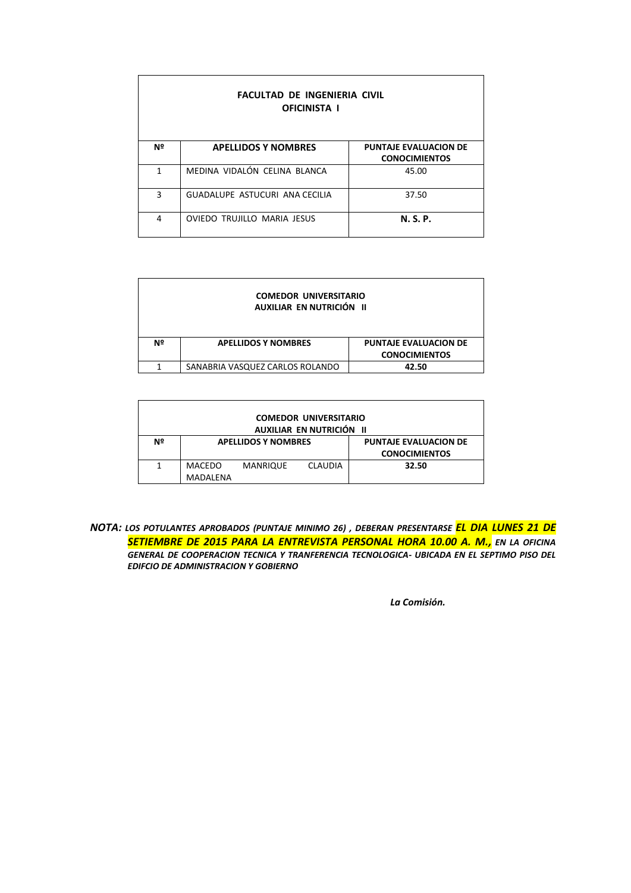| FACULTAD DE INGENIERIA CIVIL<br>OFICINISTA I | | |
|---|---|---|
| **Nº** | **APELLIDOS Y NOMBRES** | **PUNTAJE EVALUACION DE CONOCIMIENTOS** |
| 1 | MEDINA VIDALÓN CELINA BLANCA | 45.00 |
| 3 | GUADALUPE ASTUCURI ANA CECILIA | 37.50 |
| 4 | OVIEDO TRUJILLO MARIA JESUS | **N. S. P.** |

| COMEDOR UNIVERSITARIO<br>AUXILIAR EN NUTRICIÓN II | | |
|---|---|---|
| **Nº** | **APELLIDOS Y NOMBRES** | **PUNTAJE EVALUACION DE CONOCIMIENTOS** |
| 1 | SANABRIA VASQUEZ CARLOS ROLANDO | **42.50** |

| COMEDOR UNIVERSITARIO<br>AUXILIAR EN NUTRICIÓN II | | |
|---|---|---|
| **Nº** | **APELLIDOS Y NOMBRES** | **PUNTAJE EVALUACION DE CONOCIMIENTOS** |
| 1 | MACEDO MANRIQUE CLAUDIA MADALENA | **32.50** |

***NOTA:*** ***LOS POTULANTES APROBADOS (PUNTAJE MINIMO 26) , DEBERAN PRESENTARSE EL DIA LUNES 21 DE SETIEMBRE DE 2015 PARA LA ENTREVISTA PERSONAL HORA 10.00 A. M., EN LA OFICINA GENERAL DE COOPERACION TECNICA Y TRANFERENCIA TECNOLOGICA- UBICADA EN EL SEPTIMO PISO DEL EDIFCIO DE ADMINISTRACION Y GOBIERNO***

***La Comisión.***